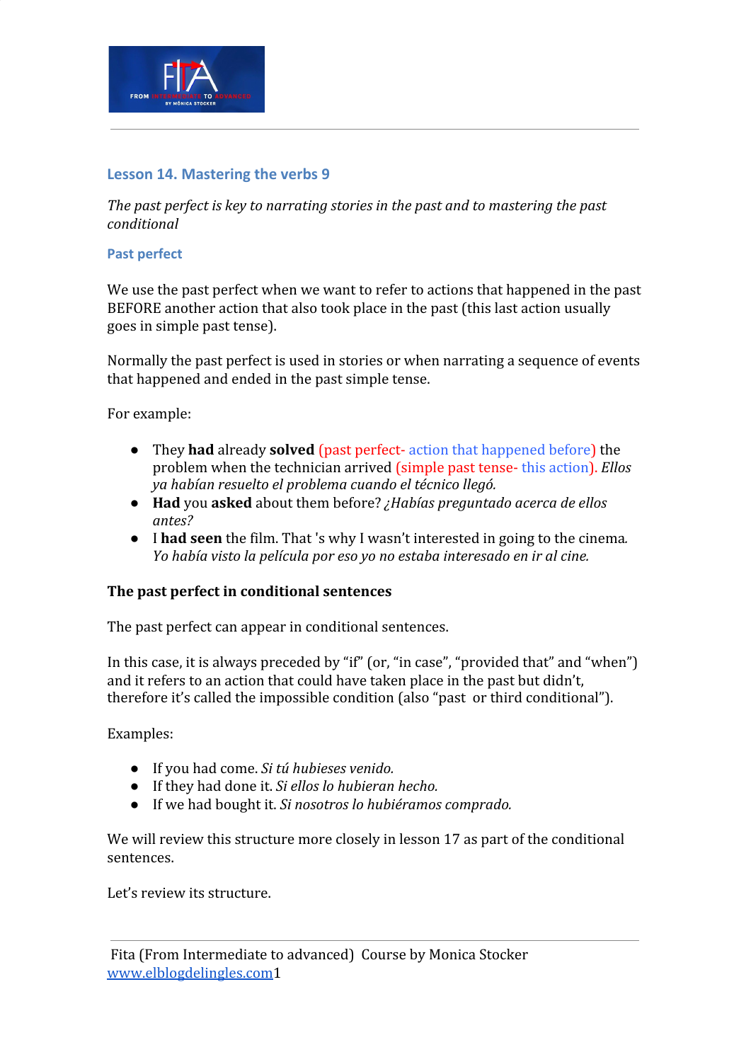## Lesson 14. Mastering the verbs 9

*The past perfect is key to narrating stories in the past and to mastering the past conditional*

### Past perfect

We use the past perfect when we want to refer to actions that happened in the past BEFORE another action that also took place in the past (this last action usually goes in simple past tense).

Normally the past perfect is used in stories or when narrating a sequence of events that happened and ended in the past simple tense.

For example:

- They **had** already **solved** (past perfect- action that happened before) the problem when the technician arrived (simple past tense- this action). *Ellos ya habían resuelto el problema cuando el técnico llegó.*
- **Had** you **asked** about them before? *¿Habías preguntado acerca de ellos antes?*
- I **had seen** the film. That 's why I wasn't interested in going to the cinema. *Yo había visto la película por eso yo no estaba interesado en ir al cine.*

**The past perfect in conditional sentences**

The past perfect can appear in conditional sentences.

In this case, it is always preceded by "if" (or, "in case", "provided that" and "when") and it refers to an action that could have taken place in the past but didn't, therefore it's called the impossible condition (also "past or third conditional").

Examples:

- If you had come. *Si tú hubieses venido.*
- If they had done it. *Si ellos lo hubieran hecho.*
- If we had bought it. *Si nosotros lo hubiéramos comprado.*

We will review this structure more closely in lesson 17 as part of the conditional sentences.

Let's review its structure.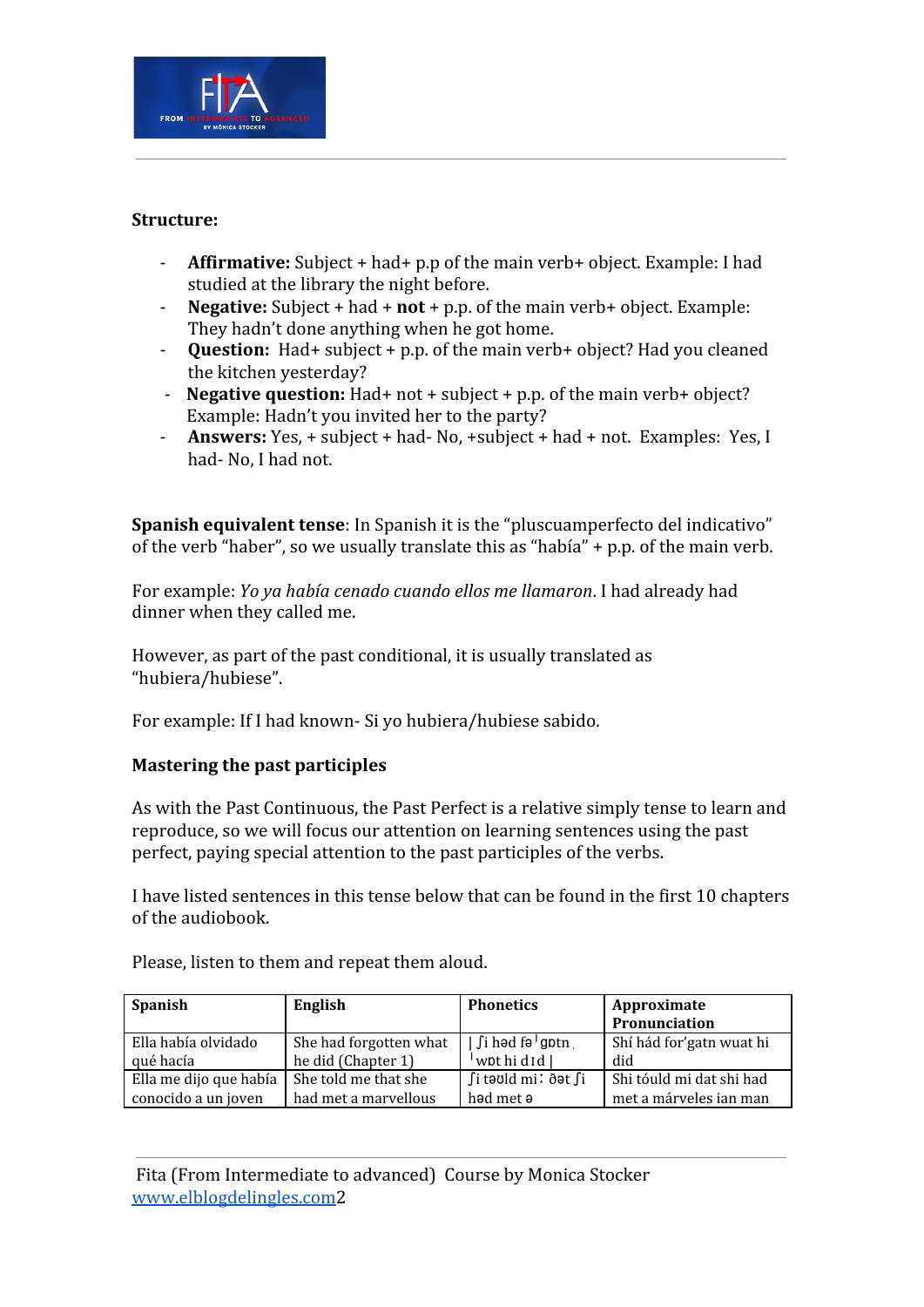**Structure:**

- **Affirmative:** Subject + had+ p.p of the main verb+ object. Example: I had studied at the library the night before.
- **Negative:** Subject + had + **not** + p.p. of the main verb+ object. Example: They hadn't done anything when he got home.
- **Question:** Had+ subject + p.p. of the main verb+ object? Had you cleaned the kitchen yesterday?
- **Negative question:** Had+ not + subject + p.p. of the main verb+ object? Example: Hadn't you invited her to the party?
- **Answers:** Yes, + subject + had- No, +subject + had + not. Examples: Yes, I had- No, I had not.

**Spanish equivalent tense**: In Spanish it is the "pluscuamperfecto del indicativo" of the verb "haber", so we usually translate this as "había" + p.p. of the main verb.

For example: *Yo ya había cenado cuando ellos me llamaron*. I had already had dinner when they called me.

However, as part of the past conditional, it is usually translated as "hubiera/hubiese".

For example: If I had known- Si yo hubiera/hubiese sabido.

**Mastering the past participles**

As with the Past Continuous, the Past Perfect is a relative simply tense to learn and reproduce, so we will focus our attention on learning sentences using the past perfect, paying special attention to the past participles of the verbs.

I have listed sentences in this tense below that can be found in the first 10 chapters of the audiobook.

Please, listen to them and repeat them aloud.

| Spanish | English | Phonetics | Approximate Pronunciation |
|---|---|---|---|
| Ella había olvidado qué hacía | She had forgotten what he did (Chapter 1) | \| ʃi həd fəˈɡɒtn ˌˈwɒt hi dɪd \| | Shí hád for'gatn wuat hi did |
| Ella me dijo que había conocido a un joven | She told me that she had met a marvellous | ʃi təʊld miː ðət ʃi həd met ə | Shi tóuld mi dat shi had met a márveles ian man |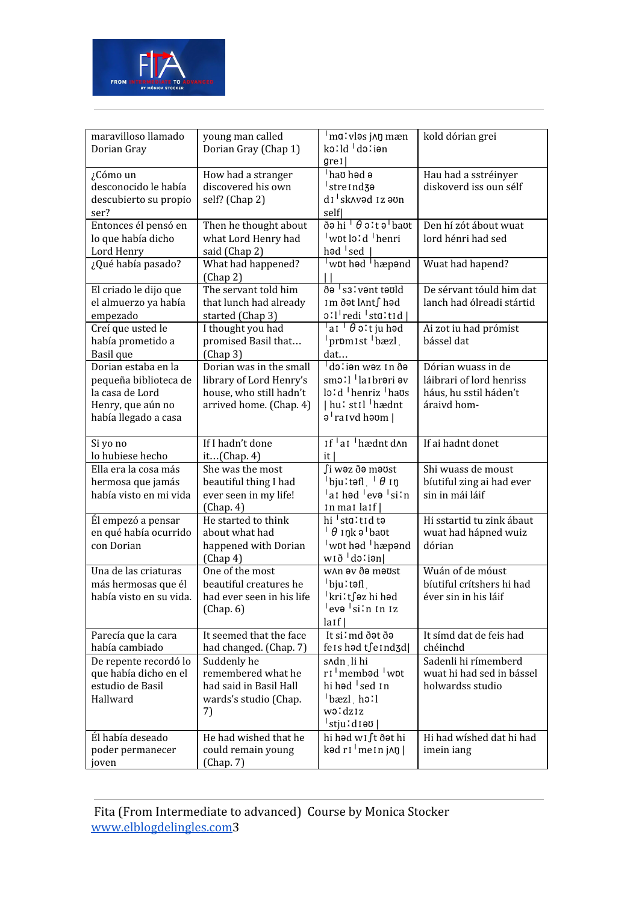| maravilloso llamado Dorian Gray | young man called Dorian Gray (Chap 1) | ˈmɑːvləs jʌŋ mæn kɔːld ˈdɔːiən greɪ\| | kold dórian grei |
|---|---|---|---|
| ¿Cómo un desconocido le había descubierto su propio ser? | How had a stranger discovered his own self? (Chap 2) | ˈhaʊ həd ə ˈstreɪndʒə dɪˈskʌvəd ɪz əʊn self\| | Hau had a sstréinyer diskoverd iss oun sélf |
| Entonces él pensó en lo que había dicho Lord Henry | Then he thought about what Lord Henry had said (Chap 2) | ðə hi ˈθɔːt əˈbaʊt ˈwɒt lɔːd ˈhenri həd ˈsed \| | Den hí zót ábout wuat lord hénri had sed |
| ¿Qué había pasado? | What had happened? (Chap 2) | ˈwɒt həd ˈhæpənd \|\| | Wuat had hapend? |
| El criado le dijo que el almuerzo ya había empezado | The servant told him that lunch had already started (Chap 3) | ðə ˈsɜːvənt təʊld ɪm ðət lʌntʃ həd ɔːlˈredi ˈstɑːtɪd \| | De sérvant tóuld him dat lanch had ólreadi stártid |
| Creí que usted le había prometido a Basil que | I thought you had promised Basil that… (Chap 3) | ˈaɪ ˈθɔːt ju həd ˈprɒmɪst ˈbæzl ˌ dat… | Ai zot iu had prómist bássel dat |
| Dorian estaba en la pequeña biblioteca de la casa de Lord Henry, que aún no había llegado a casa | Dorian was in the small library of Lord Henry's house, who still hadn't arrived home. (Chap. 4) | ˈdɔːiən wəz ɪn ðə smɔːl ˈlaɪbrəri əv lɔːd ˈhenriz ˈhaʊs \| huː stɪl ˈhædnt əˈraɪvd həʊm \| | Dórian wuass in de láibrari of lord henriss háus, hu sstil háden't áraivd hom- |
| Si yo no lo hubiese hecho | If I hadn't done it…(Chap. 4) | ɪf ˈaɪ ˈhædnt dʌn it \| | If ai hadnt donet |
| Ella era la cosa más hermosa que jamás había visto en mi vida | She was the most beautiful thing I had ever seen in my life! (Chap. 4) | ʃi wəz ðə məʊst ˈbjuːtəfl ˌ ˈθɪŋ ˈaɪ həd ˈevə ˈsiːn ɪn maɪ laɪf \| | Shi wuass de moust bíutiful zing ai had ever sin in mái láif |
| Él empezó a pensar en qué había ocurrido con Dorian | He started to think about what had happened with Dorian (Chap 4) | hi ˈstɑːtɪd tə ˈθɪŋk əˈbaʊt ˈwɒt həd ˈhæpənd wɪð ˈdɔːiən\| | Hi sstartid tu zink ábaut wuat had hápned wuiz dórian |
| Una de las criaturas más hermosas que él había visto en su vida. | One of the most beautiful creatures he had ever seen in his life (Chap. 6) | wʌn əv ðə məʊst ˈbjuːtəfl ˌ ˈkriːtʃəz hi həd ˈevə ˈsiːn ɪn ɪz laɪf \| | Wuán of de móust bíutiful crítshers hi had éver sin in his láif |
| Parecía que la cara había cambiado | It seemed that the face had changed. (Chap. 7) | It siːmd ðət ðə feɪs həd tʃeɪndʒd\| | It símd dat de feis had chéinchd |
| De repente recordó lo que había dicho en el estudio de Basil Hallward | Suddenly he remembered what he had said in Basil Hall ward's studio (Chap. 7) | sʌdn ˌli hi rɪˈmembəd ˈwɒt hi həd ˈsed ɪn ˈbæzl ˌ hɔːl wɔːdzɪz ˈstjuːdɪəʊ \| | Sadenli hi rímemberd wuat hi had sed in bássel holwardss studio |
| Él había deseado poder permanecer joven | He had wished that he could remain young (Chap. 7) | hi həd wɪʃt ðət hi kəd rɪˈmeɪn jʌŋ \| | Hi had wíshed dat hi had imein iang |

Fita (From Intermediate to advanced) Course by Monica Stocker
www.elblogdelingles.com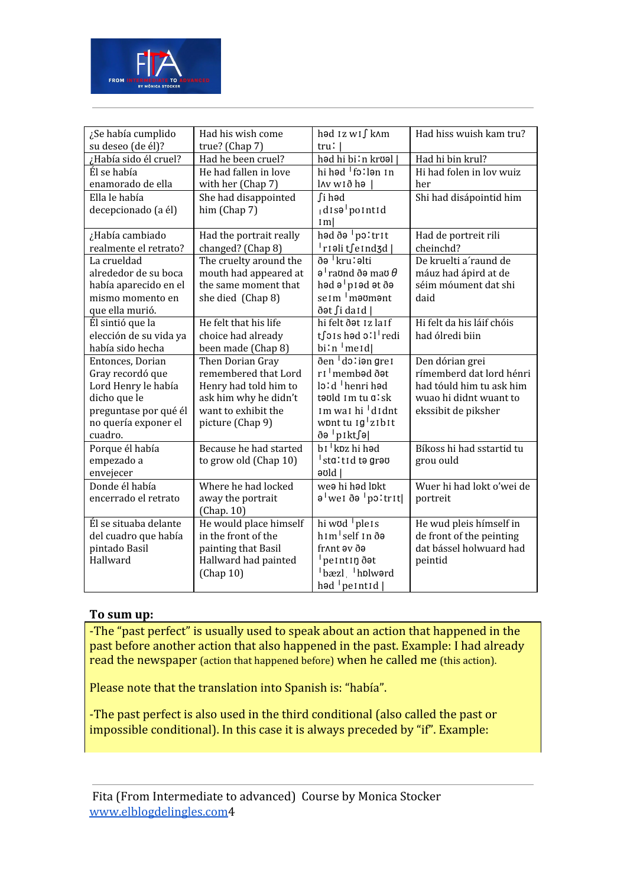| ¿Se había cumplido su deseo (de él)? | Had his wish come true? (Chap 7) | həd ɪz wɪʃ kʌm truː \| | Had hiss wuish kam tru? |
|---|---|---|---|
| ¿Había sido él cruel? | Had he been cruel? | həd hi biːn krʊəl \| | Had hi bin krul? |
| Él se había enamorado de ella | He had fallen in love with her (Chap 7) | hi həd ˈfɔːlən ɪn lʌv wɪð hə \| | Hi had folen in lov wuiz her |
| Ella le había decepcionado (a él) | She had disappointed him (Chap 7) | ʃi həd ˌdɪsəˈpɔɪntɪd ɪm\| | Shi had disápointid him |
| ¿Había cambiado realmente el retrato? | Had the portrait really changed? (Chap 8) | həd ðə ˈpɔːtrɪt ˈrɪəli tʃeɪndʒd \| | Had de portreit rili cheinchd? |
| La crueldad alrededor de su boca había aparecido en el mismo momento en que ella murió. | The cruelty around the mouth had appeared at the same moment that she died (Chap 8) | ðə ˈkruːəlti əˈraʊnd ðə maʊθ həd əˈpɪəd ət ðə seɪm ˈməʊmənt ðət ʃi daɪd \| | De kruelti a´raund de máuz had ápird at de séim móument dat shi daid |
| Él sintió que la elección de su vida ya había sido hecha | He felt that his life choice had already been made (Chap 8) | hi felt ðət ɪz laɪf tʃɔɪs həd ɔːlˈredi biːn ˈmeɪd\| | Hi felt da his láif chóis had ólredi biin |
| Entonces, Dorian Gray recordó que Lord Henry le había dicho que le preguntase por qué él no quería exponer el cuadro. | Then Dorian Gray remembered that Lord Henry had told him to ask him why he didn't want to exhibit the picture (Chap 9) | ðen ˈdɔːiən greɪ rɪˈmembəd ðət lɔːd ˈhenri həd təʊld ɪm tu ɑːsk ɪm waɪ hi ˈdɪdnt wɒnt tu ɪgˈzɪbɪt ðə ˈpɪktʃə\| | Den dórian grei rímemberd dat lord hénri had tóuld him tu ask him wuao hi didnt wuant to ekssibit de pikshe |
| Porque él había empezado a envejecer | Because he had started to grow old (Chap 10) | bɪˈkɒz hi həd ˈstɑːtɪd tə grəʊ əʊld \| | Bíkoss hi had sstartid tu grou ould |
| Donde él había encerrado el retrato | Where he had locked away the portrait (Chap. 10) | weə hi həd lɒkt əˈweɪ ðə ˈpɔːtrɪt\| | Wuer hi had lokt o'wei de portreit |
| Él se situaba delante del cuadro que había pintado Basil Hallward | He would place himself in the front of the painting that Basil Hallward had painted (Chap 10) | hi wʊd ˈpleɪs hɪmˈself ɪn ðə frʌnt əv ðə ˈpeɪntɪŋ ðət ˈbæzl ˌ ˈhɒlwərd həd ˈpeɪntɪd \| | He wud pleis hímself in de front of the peinting dat bássel holwuard had peintid |

**To sum up:**

-The "past perfect" is usually used to speak about an action that happened in the past before another action that also happened in the past. Example: I had already read the newspaper (action that happened before) when he called me (this action).

Please note that the translation into Spanish is: "había".

-The past perfect is also used in the third conditional (also called the past or impossible conditional). In this case it is always preceded by "if". Example: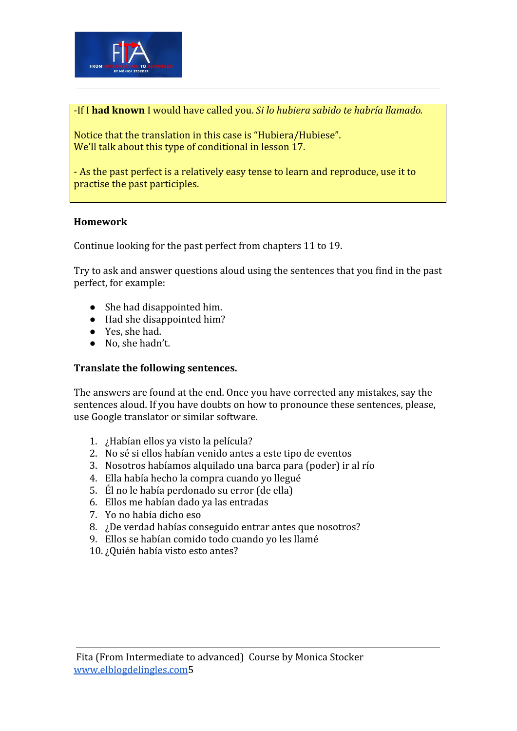-If I **had known** I would have called you. *Si lo hubiera sabido te habría llamado.*

Notice that the translation in this case is "Hubiera/Hubiese".
We'll talk about this type of conditional in lesson 17.

- As the past perfect is a relatively easy tense to learn and reproduce, use it to practise the past participles.

**Homework**

Continue looking for the past perfect from chapters 11 to 19.

Try to ask and answer questions aloud using the sentences that you find in the past perfect, for example:

- She had disappointed him.
- Had she disappointed him?
- Yes, she had.
- No, she hadn't.

**Translate the following sentences.**

The answers are found at the end. Once you have corrected any mistakes, say the sentences aloud. If you have doubts on how to pronounce these sentences, please, use Google translator or similar software.

1. ¿Habían ellos ya visto la película?
2. No sé si ellos habían venido antes a este tipo de eventos
3. Nosotros habíamos alquilado una barca para (poder) ir al río
4. Ella había hecho la compra cuando yo llegué
5. Él no le había perdonado su error (de ella)
6. Ellos me habían dado ya las entradas
7. Yo no había dicho eso
8. ¿De verdad habías conseguido entrar antes que nosotros?
9. Ellos se habían comido todo cuando yo les llamé
10. ¿Quién había visto esto antes?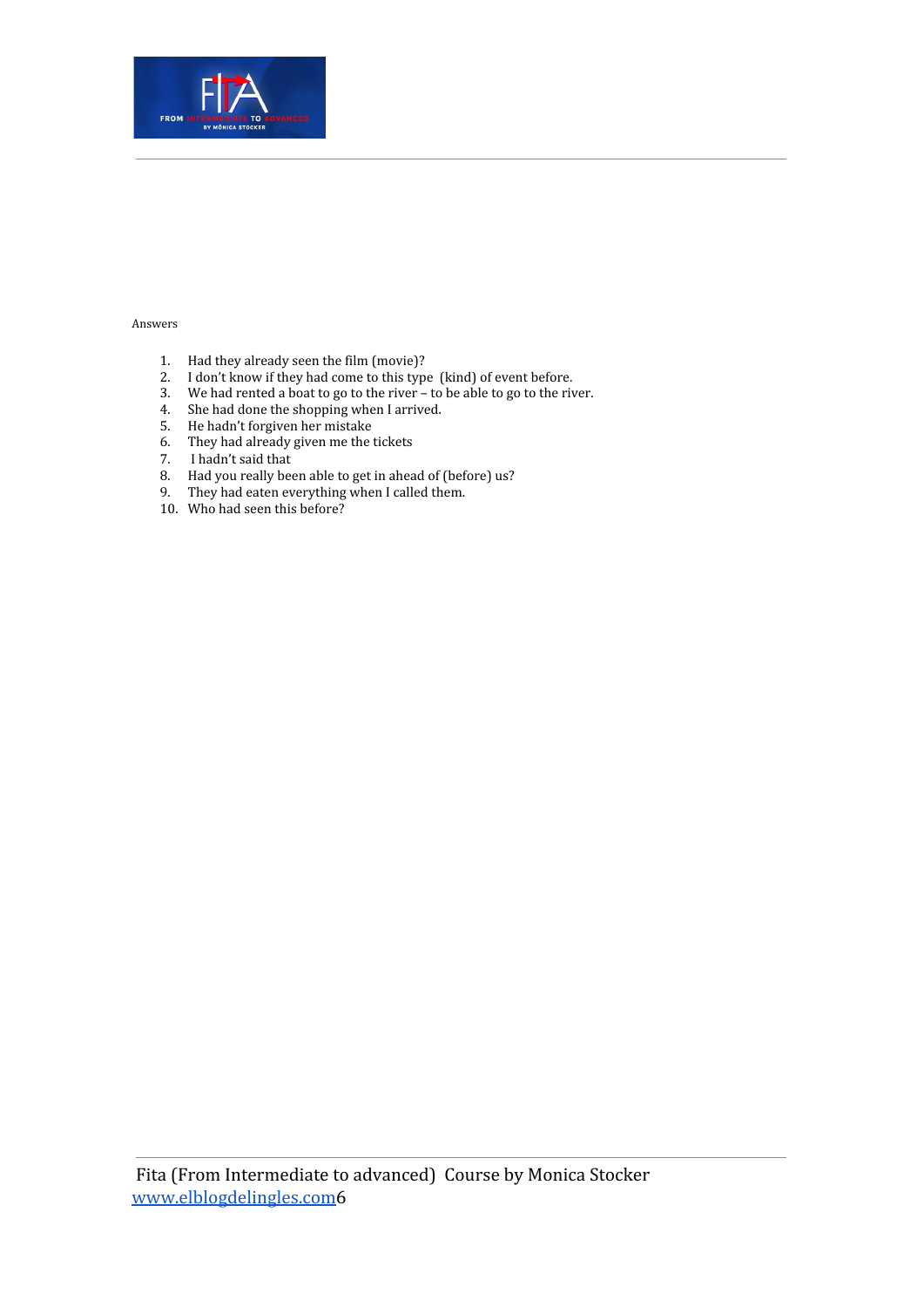Answers

1. Had they already seen the film (movie)?
2. I don't know if they had come to this type (kind) of event before.
3. We had rented a boat to go to the river – to be able to go to the river.
4. She had done the shopping when I arrived.
5. He hadn't forgiven her mistake
6. They had already given me the tickets
7. I hadn't said that
8. Had you really been able to get in ahead of (before) us?
9. They had eaten everything when I called them.
10. Who had seen this before?